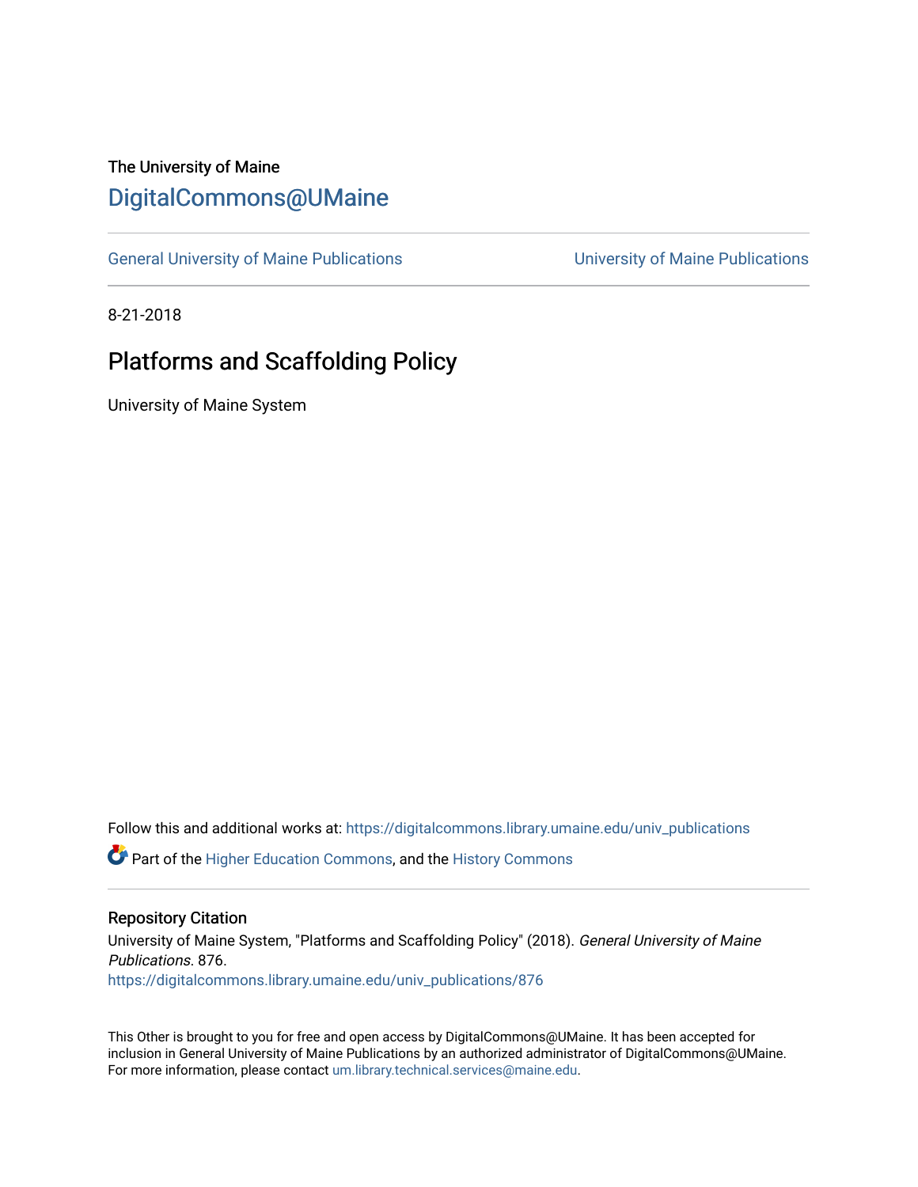The University of Maine

# DigitalCommons@UMaine

General University of Maine Publications | University of Maine Publications

8-21-2018

## Platforms and Scaffolding Policy

University of Maine System

Follow this and additional works at: https://digitalcommons.library.umaine.edu/univ_publications

Part of the Higher Education Commons, and the History Commons

### Repository Citation

University of Maine System, "Platforms and Scaffolding Policy" (2018). *General University of Maine Publications*. 876.
https://digitalcommons.library.umaine.edu/univ_publications/876

This Other is brought to you for free and open access by DigitalCommons@UMaine. It has been accepted for inclusion in General University of Maine Publications by an authorized administrator of DigitalCommons@UMaine. For more information, please contact um.library.technical.services@maine.edu.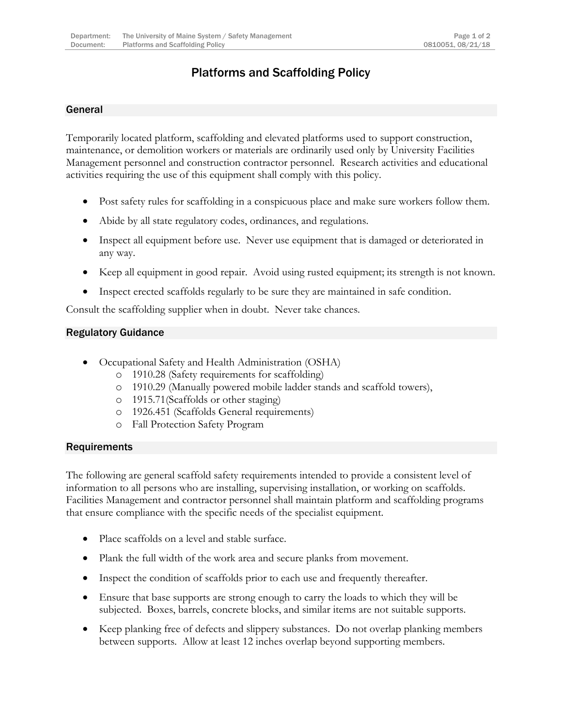# Platforms and Scaffolding Policy

## General

Temporarily located platform, scaffolding and elevated platforms used to support construction, maintenance, or demolition workers or materials are ordinarily used only by University Facilities Management personnel and construction contractor personnel. Research activities and educational activities requiring the use of this equipment shall comply with this policy.

- Post safety rules for scaffolding in a conspicuous place and make sure workers follow them.
- Abide by all state regulatory codes, ordinances, and regulations.
- Inspect all equipment before use. Never use equipment that is damaged or deteriorated in any way.
- Keep all equipment in good repair. Avoid using rusted equipment; its strength is not known.
- Inspect erected scaffolds regularly to be sure they are maintained in safe condition.

Consult the scaffolding supplier when in doubt. Never take chances.

## Regulatory Guidance

- Occupational Safety and Health Administration (OSHA)
  - 1910.28 (Safety requirements for scaffolding)
  - 1910.29 (Manually powered mobile ladder stands and scaffold towers),
  - 1915.71(Scaffolds or other staging)
  - 1926.451 (Scaffolds General requirements)
  - Fall Protection Safety Program

## Requirements

The following are general scaffold safety requirements intended to provide a consistent level of information to all persons who are installing, supervising installation, or working on scaffolds. Facilities Management and contractor personnel shall maintain platform and scaffolding programs that ensure compliance with the specific needs of the specialist equipment.

- Place scaffolds on a level and stable surface.
- Plank the full width of the work area and secure planks from movement.
- Inspect the condition of scaffolds prior to each use and frequently thereafter.
- Ensure that base supports are strong enough to carry the loads to which they will be subjected. Boxes, barrels, concrete blocks, and similar items are not suitable supports.
- Keep planking free of defects and slippery substances. Do not overlap planking members between supports. Allow at least 12 inches overlap beyond supporting members.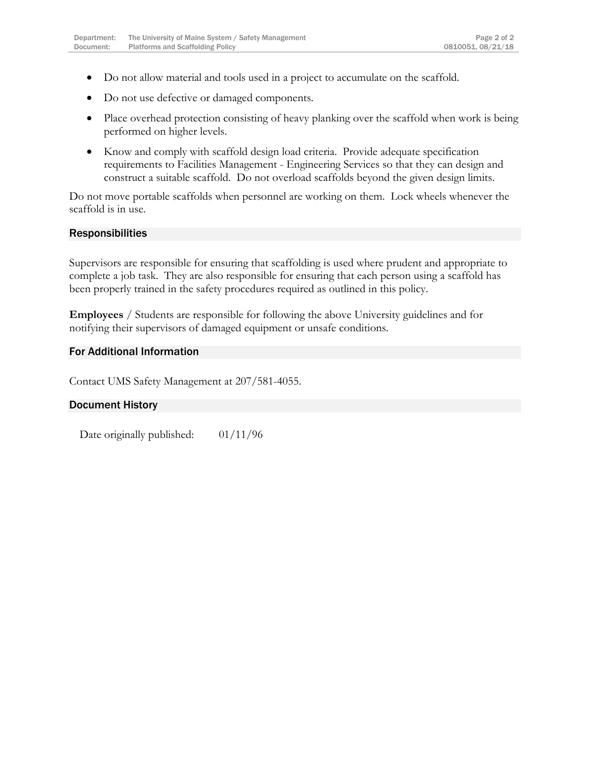- Do not allow material and tools used in a project to accumulate on the scaffold.
- Do not use defective or damaged components.
- Place overhead protection consisting of heavy planking over the scaffold when work is being performed on higher levels.
- Know and comply with scaffold design load criteria. Provide adequate specification requirements to Facilities Management - Engineering Services so that they can design and construct a suitable scaffold. Do not overload scaffolds beyond the given design limits.

Do not move portable scaffolds when personnel are working on them. Lock wheels whenever the scaffold is in use.

## Responsibilities

Supervisors are responsible for ensuring that scaffolding is used where prudent and appropriate to complete a job task. They are also responsible for ensuring that each person using a scaffold has been properly trained in the safety procedures required as outlined in this policy.

**Employees** / Students are responsible for following the above University guidelines and for notifying their supervisors of damaged equipment or unsafe conditions.

## For Additional Information

Contact UMS Safety Management at 207/581-4055.

## Document History

Date originally published: 01/11/96